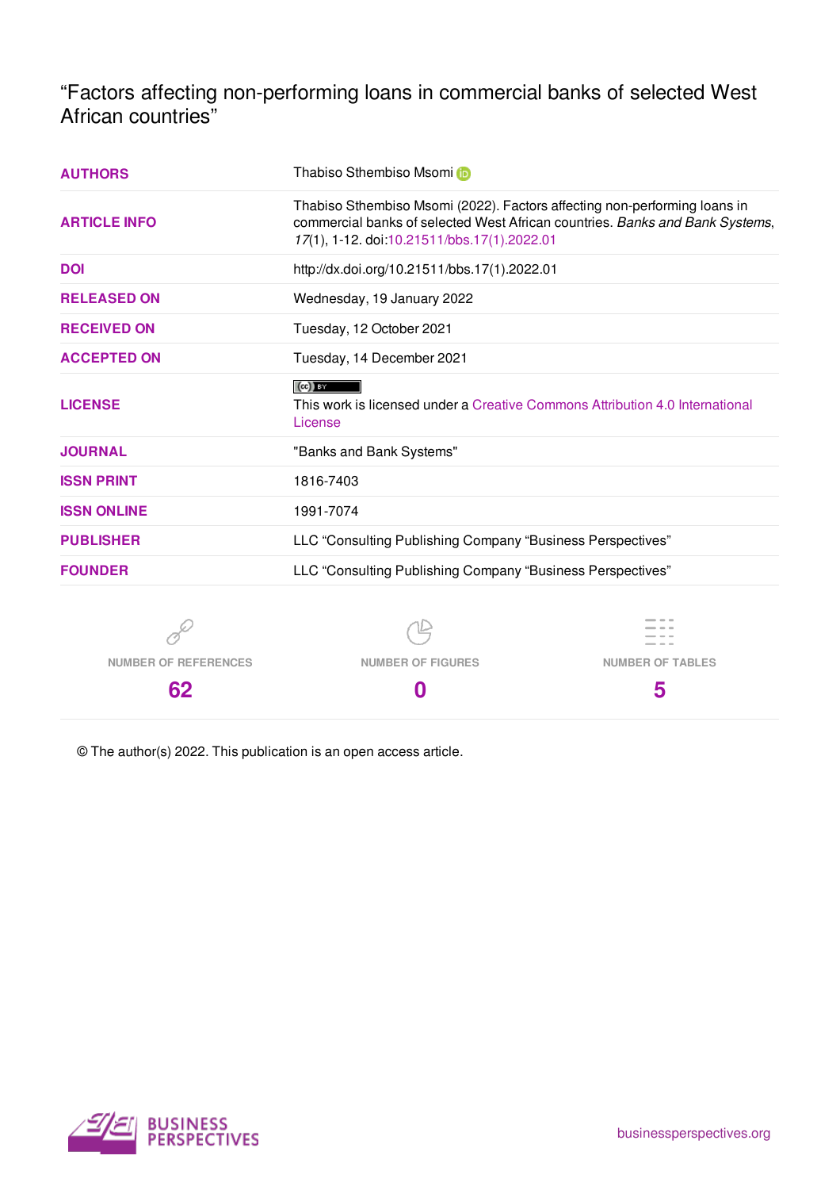# "Factors affecting non-performing loans in commercial banks of selected West African countries"

| | |
|---|---|
| **AUTHORS** | Thabiso Sthembiso Msomi |
| **ARTICLE INFO** | Thabiso Sthembiso Msomi (2022). Factors affecting non-performing loans in commercial banks of selected West African countries. *Banks and Bank Systems*, *17*(1), 1-12. doi:10.21511/bbs.17(1).2022.01 |
| **DOI** | http://dx.doi.org/10.21511/bbs.17(1).2022.01 |
| **RELEASED ON** | Wednesday, 19 January 2022 |
| **RECEIVED ON** | Tuesday, 12 October 2021 |
| **ACCEPTED ON** | Tuesday, 14 December 2021 |
| **LICENSE** | This work is licensed under a Creative Commons Attribution 4.0 International License |
| **JOURNAL** | "Banks and Bank Systems" |
| **ISSN PRINT** | 1816-7403 |
| **ISSN ONLINE** | 1991-7074 |
| **PUBLISHER** | LLC "Consulting Publishing Company "Business Perspectives" |
| **FOUNDER** | LLC "Consulting Publishing Company "Business Perspectives" |

| NUMBER OF REFERENCES | NUMBER OF FIGURES | NUMBER OF TABLES |
|---|---|---|
| 62 | 0 | 5 |

© The author(s) 2022. This publication is an open access article.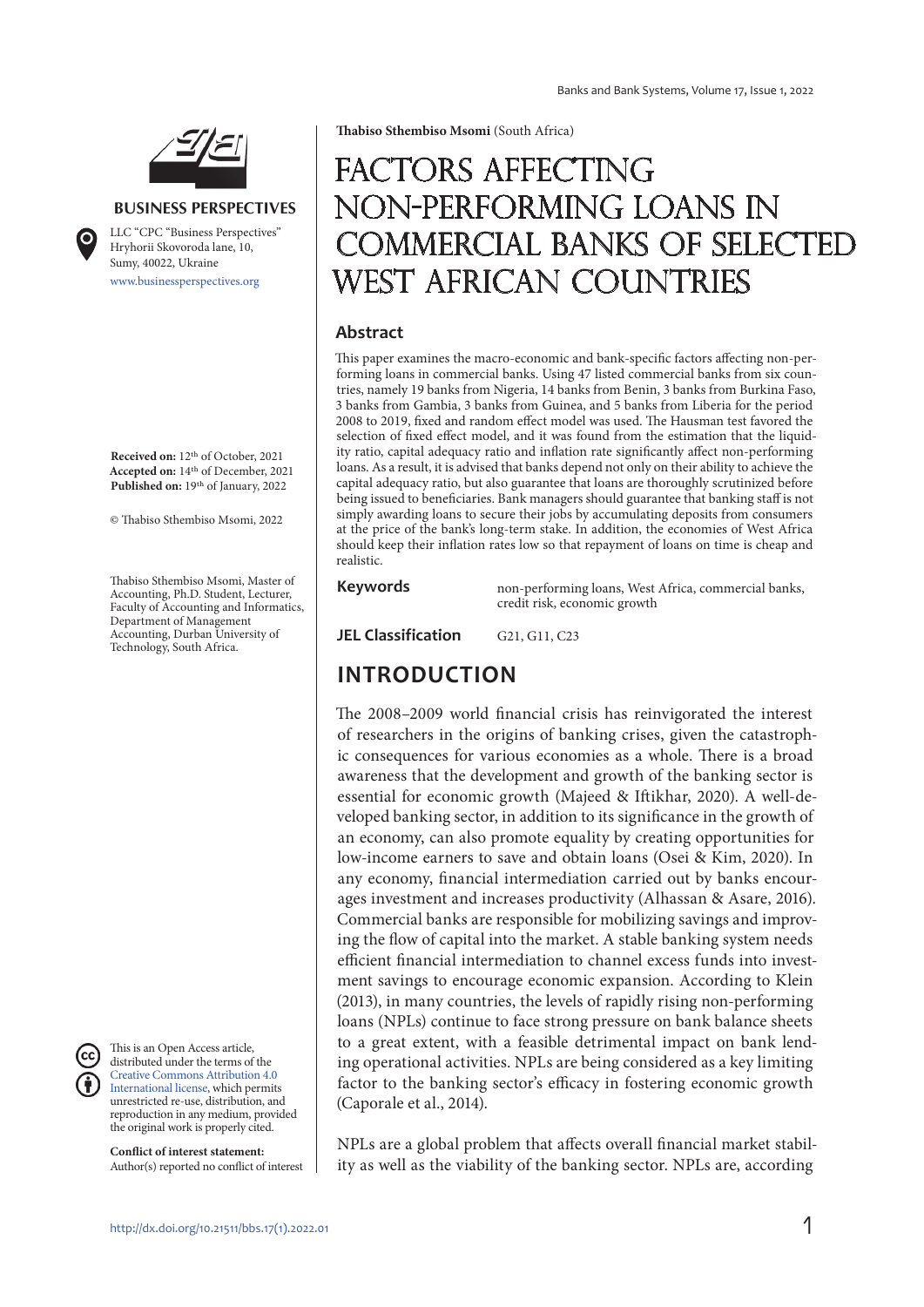**Thabiso Sthembiso Msomi** (South Africa)

# FACTORS AFFECTING NON-PERFORMING LOANS IN COMMERCIAL BANKS OF SELECTED WEST AFRICAN COUNTRIES

**BUSINESS PERSPECTIVES**

LLC "CPC "Business Perspectives"
Hryhorii Skovoroda lane, 10,
Sumy, 40022, Ukraine
www.businessperspectives.org

**Received on:** 12th of October, 2021
**Accepted on:** 14th of December, 2021
**Published on:** 19th of January, 2022

© Thabiso Sthembiso Msomi, 2022

Thabiso Sthembiso Msomi, Master of Accounting, Ph.D. Student, Lecturer, Faculty of Accounting and Informatics, Department of Management Accounting, Durban University of Technology, South Africa.

This is an Open Access article, distributed under the terms of the Creative Commons Attribution 4.0 International license, which permits unrestricted re-use, distribution, and reproduction in any medium, provided the original work is properly cited.

**Conflict of interest statement:**
Author(s) reported no conflict of interest

## Abstract

This paper examines the macro-economic and bank-specific factors affecting non-performing loans in commercial banks. Using 47 listed commercial banks from six countries, namely 19 banks from Nigeria, 14 banks from Benin, 3 banks from Burkina Faso, 3 banks from Gambia, 3 banks from Guinea, and 5 banks from Liberia for the period 2008 to 2019, fixed and random effect model was used. The Hausman test favored the selection of fixed effect model, and it was found from the estimation that the liquidity ratio, capital adequacy ratio and inflation rate significantly affect non-performing loans. As a result, it is advised that banks depend not only on their ability to achieve the capital adequacy ratio, but also guarantee that loans are thoroughly scrutinized before being issued to beneficiaries. Bank managers should guarantee that banking staff is not simply awarding loans to secure their jobs by accumulating deposits from consumers at the price of the bank's long-term stake. In addition, the economies of West Africa should keep their inflation rates low so that repayment of loans on time is cheap and realistic.

**Keywords** non-performing loans, West Africa, commercial banks, credit risk, economic growth

**JEL Classification** G21, G11, C23

## INTRODUCTION

The 2008–2009 world financial crisis has reinvigorated the interest of researchers in the origins of banking crises, given the catastrophic consequences for various economies as a whole. There is a broad awareness that the development and growth of the banking sector is essential for economic growth (Majeed & Iftikhar, 2020). A well-developed banking sector, in addition to its significance in the growth of an economy, can also promote equality by creating opportunities for low-income earners to save and obtain loans (Osei & Kim, 2020). In any economy, financial intermediation carried out by banks encourages investment and increases productivity (Alhassan & Asare, 2016). Commercial banks are responsible for mobilizing savings and improving the flow of capital into the market. A stable banking system needs efficient financial intermediation to channel excess funds into investment savings to encourage economic expansion. According to Klein (2013), in many countries, the levels of rapidly rising non-performing loans (NPLs) continue to face strong pressure on bank balance sheets to a great extent, with a feasible detrimental impact on bank lending operational activities. NPLs are being considered as a key limiting factor to the banking sector's efficacy in fostering economic growth (Caporale et al., 2014).

NPLs are a global problem that affects overall financial market stability as well as the viability of the banking sector. NPLs are, according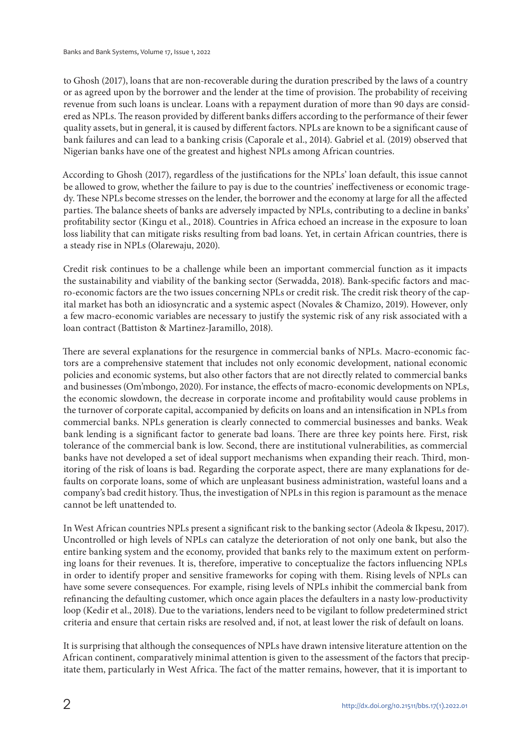to Ghosh (2017), loans that are non-recoverable during the duration prescribed by the laws of a country or as agreed upon by the borrower and the lender at the time of provision. The probability of receiving revenue from such loans is unclear. Loans with a repayment duration of more than 90 days are considered as NPLs. The reason provided by different banks differs according to the performance of their fewer quality assets, but in general, it is caused by different factors. NPLs are known to be a significant cause of bank failures and can lead to a banking crisis (Caporale et al., 2014). Gabriel et al. (2019) observed that Nigerian banks have one of the greatest and highest NPLs among African countries.

According to Ghosh (2017), regardless of the justifications for the NPLs' loan default, this issue cannot be allowed to grow, whether the failure to pay is due to the countries' ineffectiveness or economic tragedy. These NPLs become stresses on the lender, the borrower and the economy at large for all the affected parties. The balance sheets of banks are adversely impacted by NPLs, contributing to a decline in banks' profitability sector (Kingu et al., 2018). Countries in Africa echoed an increase in the exposure to loan loss liability that can mitigate risks resulting from bad loans. Yet, in certain African countries, there is a steady rise in NPLs (Olarewaju, 2020).

Credit risk continues to be a challenge while been an important commercial function as it impacts the sustainability and viability of the banking sector (Serwadda, 2018). Bank-specific factors and macro-economic factors are the two issues concerning NPLs or credit risk. The credit risk theory of the capital market has both an idiosyncratic and a systemic aspect (Novales & Chamizo, 2019). However, only a few macro-economic variables are necessary to justify the systemic risk of any risk associated with a loan contract (Battiston & Martinez-Jaramillo, 2018).

There are several explanations for the resurgence in commercial banks of NPLs. Macro-economic factors are a comprehensive statement that includes not only economic development, national economic policies and economic systems, but also other factors that are not directly related to commercial banks and businesses (Om'mbongo, 2020). For instance, the effects of macro-economic developments on NPLs, the economic slowdown, the decrease in corporate income and profitability would cause problems in the turnover of corporate capital, accompanied by deficits on loans and an intensification in NPLs from commercial banks. NPLs generation is clearly connected to commercial businesses and banks. Weak bank lending is a significant factor to generate bad loans. There are three key points here. First, risk tolerance of the commercial bank is low. Second, there are institutional vulnerabilities, as commercial banks have not developed a set of ideal support mechanisms when expanding their reach. Third, monitoring of the risk of loans is bad. Regarding the corporate aspect, there are many explanations for defaults on corporate loans, some of which are unpleasant business administration, wasteful loans and a company's bad credit history. Thus, the investigation of NPLs in this region is paramount as the menace cannot be left unattended to.

In West African countries NPLs present a significant risk to the banking sector (Adeola & Ikpesu, 2017). Uncontrolled or high levels of NPLs can catalyze the deterioration of not only one bank, but also the entire banking system and the economy, provided that banks rely to the maximum extent on performing loans for their revenues. It is, therefore, imperative to conceptualize the factors influencing NPLs in order to identify proper and sensitive frameworks for coping with them. Rising levels of NPLs can have some severe consequences. For example, rising levels of NPLs inhibit the commercial bank from refinancing the defaulting customer, which once again places the defaulters in a nasty low-productivity loop (Kedir et al., 2018). Due to the variations, lenders need to be vigilant to follow predetermined strict criteria and ensure that certain risks are resolved and, if not, at least lower the risk of default on loans.

It is surprising that although the consequences of NPLs have drawn intensive literature attention on the African continent, comparatively minimal attention is given to the assessment of the factors that precipitate them, particularly in West Africa. The fact of the matter remains, however, that it is important to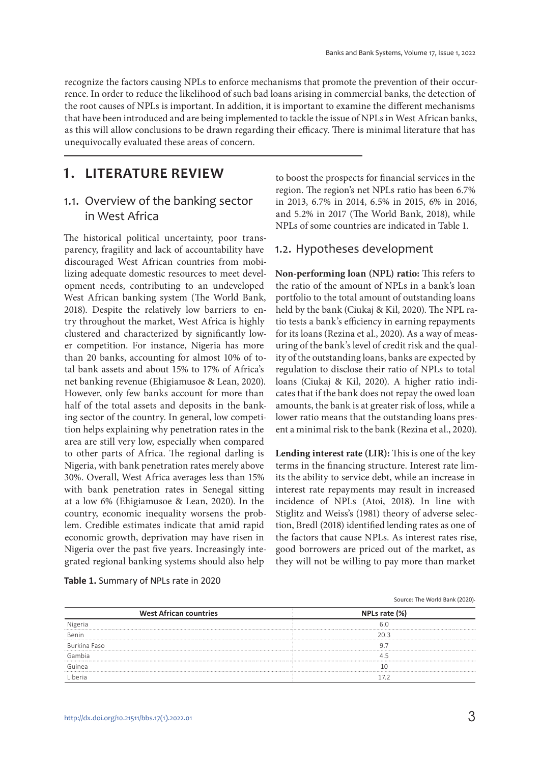recognize the factors causing NPLs to enforce mechanisms that promote the prevention of their occurrence. In order to reduce the likelihood of such bad loans arising in commercial banks, the detection of the root causes of NPLs is important. In addition, it is important to examine the different mechanisms that have been introduced and are being implemented to tackle the issue of NPLs in West African banks, as this will allow conclusions to be drawn regarding their efficacy. There is minimal literature that has unequivocally evaluated these areas of concern.

# 1. LITERATURE REVIEW

## 1.1. Overview of the banking sector in West Africa

The historical political uncertainty, poor transparency, fragility and lack of accountability have discouraged West African countries from mobilizing adequate domestic resources to meet development needs, contributing to an undeveloped West African banking system (The World Bank, 2018). Despite the relatively low barriers to entry throughout the market, West Africa is highly clustered and characterized by significantly lower competition. For instance, Nigeria has more than 20 banks, accounting for almost 10% of total bank assets and about 15% to 17% of Africa's net banking revenue (Ehigiamusoe & Lean, 2020). However, only few banks account for more than half of the total assets and deposits in the banking sector of the country. In general, low competition helps explaining why penetration rates in the area are still very low, especially when compared to other parts of Africa. The regional darling is Nigeria, with bank penetration rates merely above 30%. Overall, West Africa averages less than 15% with bank penetration rates in Senegal sitting at a low 6% (Ehigiamusoe & Lean, 2020). In the country, economic inequality worsens the problem. Credible estimates indicate that amid rapid economic growth, deprivation may have risen in Nigeria over the past five years. Increasingly integrated regional banking systems should also help to boost the prospects for financial services in the region. The region's net NPLs ratio has been 6.7% in 2013, 6.7% in 2014, 6.5% in 2015, 6% in 2016, and 5.2% in 2017 (The World Bank, 2018), while NPLs of some countries are indicated in Table 1.

**Table 1.** Summary of NPLs rate in 2020

Source: The World Bank (2020).

| West African countries | NPLs rate (%) |
|---|---|
| Nigeria | 6.0 |
| Benin | 20.3 |
| Burkina Faso | 9.7 |
| Gambia | 4.5 |
| Guinea | 10 |
| Liberia | 17.2 |

## 1.2. Hypotheses development

**Non-performing loan (NPL) ratio:** This refers to the ratio of the amount of NPLs in a bank's loan portfolio to the total amount of outstanding loans held by the bank (Ciukaj & Kil, 2020). The NPL ratio tests a bank's efficiency in earning repayments for its loans (Rezina et al., 2020). As a way of measuring of the bank's level of credit risk and the quality of the outstanding loans, banks are expected by regulation to disclose their ratio of NPLs to total loans (Ciukaj & Kil, 2020). A higher ratio indicates that if the bank does not repay the owed loan amounts, the bank is at greater risk of loss, while a lower ratio means that the outstanding loans present a minimal risk to the bank (Rezina et al., 2020).

**Lending interest rate (LIR):** This is one of the key terms in the financing structure. Interest rate limits the ability to service debt, while an increase in interest rate repayments may result in increased incidence of NPLs (Atoi, 2018). In line with Stiglitz and Weiss's (1981) theory of adverse selection, Bredl (2018) identified lending rates as one of the factors that cause NPLs. As interest rates rise, good borrowers are priced out of the market, as they will not be willing to pay more than market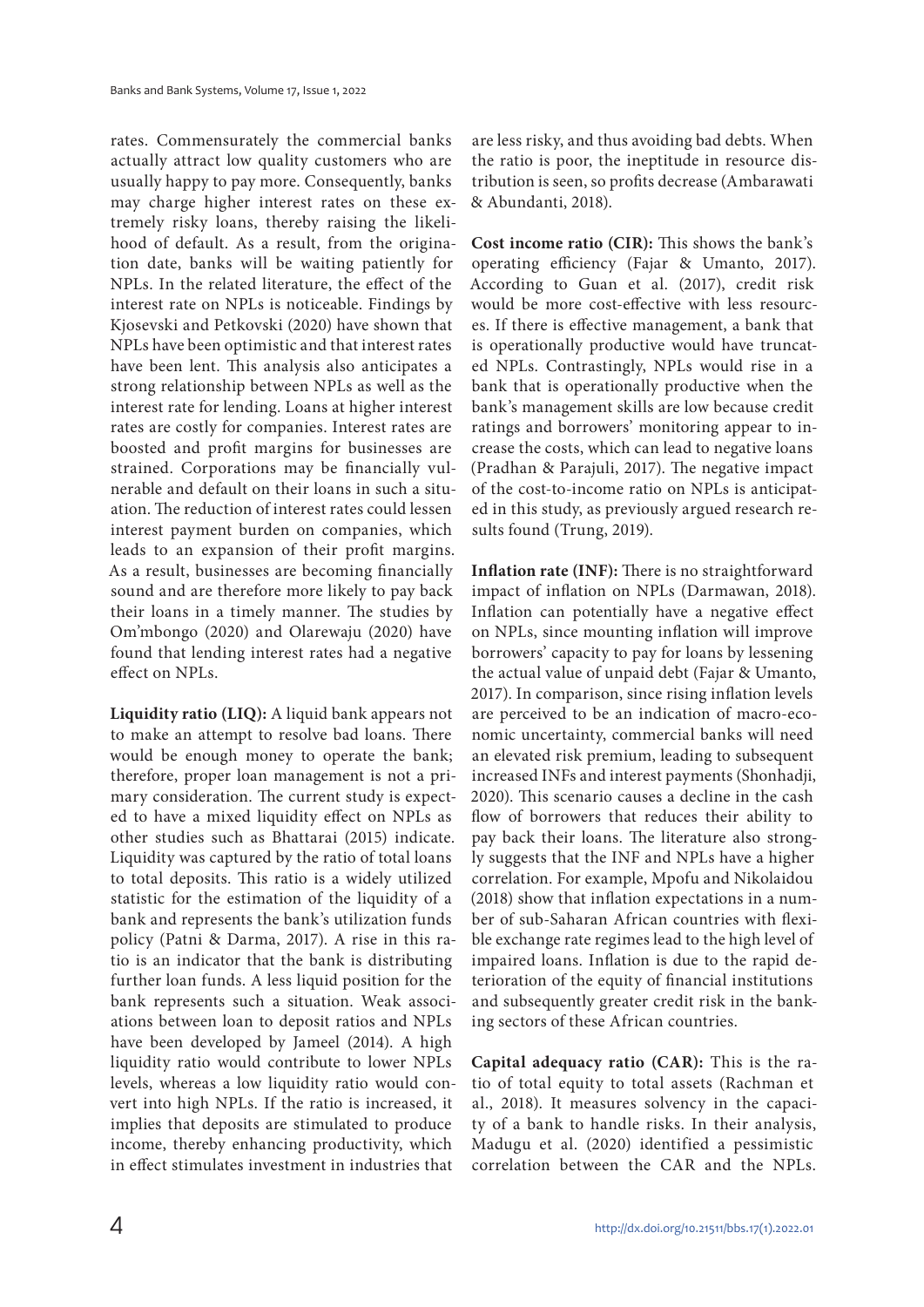rates. Commensurately the commercial banks actually attract low quality customers who are usually happy to pay more. Consequently, banks may charge higher interest rates on these extremely risky loans, thereby raising the likelihood of default. As a result, from the origination date, banks will be waiting patiently for NPLs. In the related literature, the effect of the interest rate on NPLs is noticeable. Findings by Kjosevski and Petkovski (2020) have shown that NPLs have been optimistic and that interest rates have been lent. This analysis also anticipates a strong relationship between NPLs as well as the interest rate for lending. Loans at higher interest rates are costly for companies. Interest rates are boosted and profit margins for businesses are strained. Corporations may be financially vulnerable and default on their loans in such a situation. The reduction of interest rates could lessen interest payment burden on companies, which leads to an expansion of their profit margins. As a result, businesses are becoming financially sound and are therefore more likely to pay back their loans in a timely manner. The studies by Om'mbongo (2020) and Olarewaju (2020) have found that lending interest rates had a negative effect on NPLs.

**Liquidity ratio (LIQ):** A liquid bank appears not to make an attempt to resolve bad loans. There would be enough money to operate the bank; therefore, proper loan management is not a primary consideration. The current study is expected to have a mixed liquidity effect on NPLs as other studies such as Bhattarai (2015) indicate. Liquidity was captured by the ratio of total loans to total deposits. This ratio is a widely utilized statistic for the estimation of the liquidity of a bank and represents the bank's utilization funds policy (Patni & Darma, 2017). A rise in this ratio is an indicator that the bank is distributing further loan funds. A less liquid position for the bank represents such a situation. Weak associations between loan to deposit ratios and NPLs have been developed by Jameel (2014). A high liquidity ratio would contribute to lower NPLs levels, whereas a low liquidity ratio would convert into high NPLs. If the ratio is increased, it implies that deposits are stimulated to produce income, thereby enhancing productivity, which in effect stimulates investment in industries that are less risky, and thus avoiding bad debts. When the ratio is poor, the ineptitude in resource distribution is seen, so profits decrease (Ambarawati & Abundanti, 2018).

**Cost income ratio (CIR):** This shows the bank's operating efficiency (Fajar & Umanto, 2017). According to Guan et al. (2017), credit risk would be more cost-effective with less resources. If there is effective management, a bank that is operationally productive would have truncated NPLs. Contrastingly, NPLs would rise in a bank that is operationally productive when the bank's management skills are low because credit ratings and borrowers' monitoring appear to increase the costs, which can lead to negative loans (Pradhan & Parajuli, 2017). The negative impact of the cost-to-income ratio on NPLs is anticipated in this study, as previously argued research results found (Trung, 2019).

**Inflation rate (INF):** There is no straightforward impact of inflation on NPLs (Darmawan, 2018). Inflation can potentially have a negative effect on NPLs, since mounting inflation will improve borrowers' capacity to pay for loans by lessening the actual value of unpaid debt (Fajar & Umanto, 2017). In comparison, since rising inflation levels are perceived to be an indication of macro-economic uncertainty, commercial banks will need an elevated risk premium, leading to subsequent increased INFs and interest payments (Shonhadji, 2020). This scenario causes a decline in the cash flow of borrowers that reduces their ability to pay back their loans. The literature also strongly suggests that the INF and NPLs have a higher correlation. For example, Mpofu and Nikolaidou (2018) show that inflation expectations in a number of sub-Saharan African countries with flexible exchange rate regimes lead to the high level of impaired loans. Inflation is due to the rapid deterioration of the equity of financial institutions and subsequently greater credit risk in the banking sectors of these African countries.

**Capital adequacy ratio (CAR):** This is the ratio of total equity to total assets (Rachman et al., 2018). It measures solvency in the capacity of a bank to handle risks. In their analysis, Madugu et al. (2020) identified a pessimistic correlation between the CAR and the NPLs.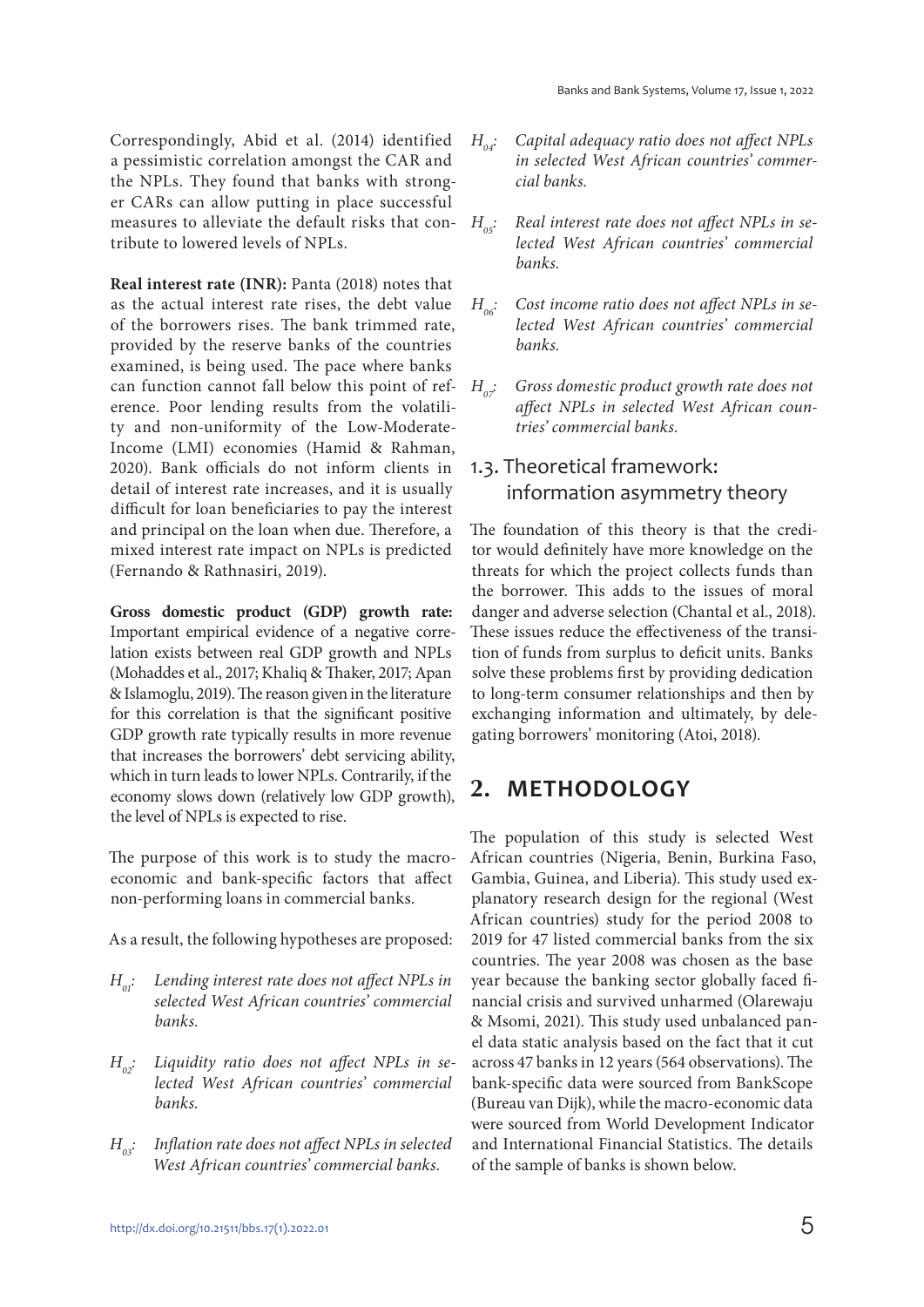Correspondingly, Abid et al. (2014) identified a pessimistic correlation amongst the CAR and the NPLs. They found that banks with stronger CARs can allow putting in place successful measures to alleviate the default risks that contribute to lowered levels of NPLs.

**Real interest rate (INR):** Panta (2018) notes that as the actual interest rate rises, the debt value of the borrowers rises. The bank trimmed rate, provided by the reserve banks of the countries examined, is being used. The pace where banks can function cannot fall below this point of reference. Poor lending results from the volatility and non-uniformity of the Low-Moderate-Income (LMI) economies (Hamid & Rahman, 2020). Bank officials do not inform clients in detail of interest rate increases, and it is usually difficult for loan beneficiaries to pay the interest and principal on the loan when due. Therefore, a mixed interest rate impact on NPLs is predicted (Fernando & Rathnasiri, 2019).

**Gross domestic product (GDP) growth rate:** Important empirical evidence of a negative correlation exists between real GDP growth and NPLs (Mohaddes et al., 2017; Khaliq & Thaker, 2017; Apan & Islamoglu, 2019). The reason given in the literature for this correlation is that the significant positive GDP growth rate typically results in more revenue that increases the borrowers' debt servicing ability, which in turn leads to lower NPLs. Contrarily, if the economy slows down (relatively low GDP growth), the level of NPLs is expected to rise.

The purpose of this work is to study the macroeconomic and bank-specific factors that affect non-performing loans in commercial banks.

As a result, the following hypotheses are proposed:

$H_{01}$: *Lending interest rate does not affect NPLs in selected West African countries' commercial banks.*

$H_{02}$: *Liquidity ratio does not affect NPLs in selected West African countries' commercial banks.*

$H_{03}$: *Inflation rate does not affect NPLs in selected West African countries' commercial banks.*

$H_{04}$: *Capital adequacy ratio does not affect NPLs in selected West African countries' commercial banks.*

$H_{05}$: *Real interest rate does not affect NPLs in selected West African countries' commercial banks.*

$H_{06}$: *Cost income ratio does not affect NPLs in selected West African countries' commercial banks.*

$H_{07}$: *Gross domestic product growth rate does not affect NPLs in selected West African countries' commercial banks.*

### 1.3. Theoretical framework: information asymmetry theory

The foundation of this theory is that the creditor would definitely have more knowledge on the threats for which the project collects funds than the borrower. This adds to the issues of moral danger and adverse selection (Chantal et al., 2018). These issues reduce the effectiveness of the transition of funds from surplus to deficit units. Banks solve these problems first by providing dedication to long-term consumer relationships and then by exchanging information and ultimately, by delegating borrowers' monitoring (Atoi, 2018).

## 2. METHODOLOGY

The population of this study is selected West African countries (Nigeria, Benin, Burkina Faso, Gambia, Guinea, and Liberia). This study used explanatory research design for the regional (West African countries) study for the period 2008 to 2019 for 47 listed commercial banks from the six countries. The year 2008 was chosen as the base year because the banking sector globally faced financial crisis and survived unharmed (Olarewaju & Msomi, 2021). This study used unbalanced panel data static analysis based on the fact that it cut across 47 banks in 12 years (564 observations). The bank-specific data were sourced from BankScope (Bureau van Dijk), while the macro-economic data were sourced from World Development Indicator and International Financial Statistics. The details of the sample of banks is shown below.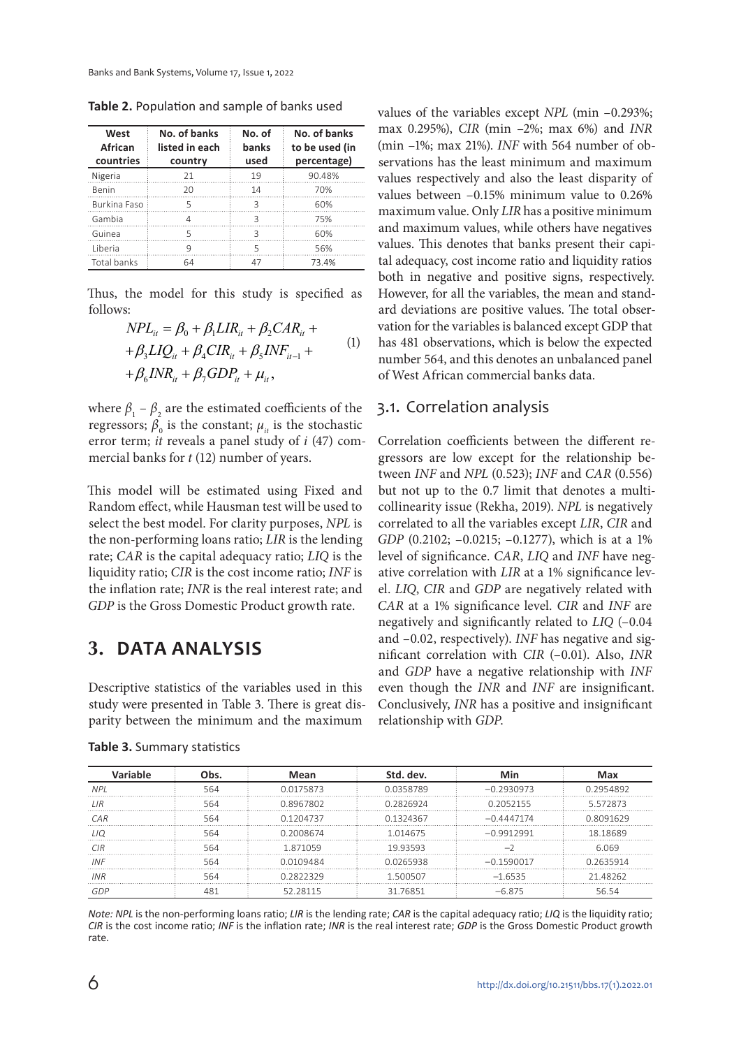**Table 2.** Population and sample of banks used

| West African countries | No. of banks listed in each country | No. of banks used | No. of banks to be used (in percentage) |
|---|---|---|---|
| Nigeria | 21 | 19 | 90.48% |
| Benin | 20 | 14 | 70% |
| Burkina Faso | 5 | 3 | 60% |
| Gambia | 4 | 3 | 75% |
| Guinea | 5 | 3 | 60% |
| Liberia | 9 | 5 | 56% |
| Total banks | 64 | 47 | 73.4% |

Thus, the model for this study is specified as follows:

$$NPL_{it} = \beta_0 + \beta_1 LIR_{it} + \beta_2 CAR_{it} + \\ +\beta_3 LIQ_{it} + \beta_4 CIR_{it} + \beta_5 INF_{it-1} + \\ +\beta_6 INR_{it} + \beta_7 GDP_{it} + \mu_{it}, \quad (1)$$

where $\beta_1$ – $\beta_2$ are the estimated coefficients of the regressors; $\beta_0$ is the constant; $\mu_{it}$ is the stochastic error term; *it* reveals a panel study of *i* (47) commercial banks for *t* (12) number of years.

This model will be estimated using Fixed and Random effect, while Hausman test will be used to select the best model. For clarity purposes, *NPL* is the non-performing loans ratio; *LIR* is the lending rate; *CAR* is the capital adequacy ratio; *LIQ* is the liquidity ratio; *CIR* is the cost income ratio; *INF* is the inflation rate; *INR* is the real interest rate; and *GDP* is the Gross Domestic Product growth rate.

# 3. DATA ANALYSIS

Descriptive statistics of the variables used in this study were presented in Table 3. There is great disparity between the minimum and the maximum values of the variables except *NPL* (min –0.293%; max 0.295%), *CIR* (min –2%; max 6%) and *INR* (min –1%; max 21%). *INF* with 564 number of observations has the least minimum and maximum values respectively and also the least disparity of values between –0.15% minimum value to 0.26% maximum value. Only *LIR* has a positive minimum and maximum values, while others have negatives values. This denotes that banks present their capital adequacy, cost income ratio and liquidity ratios both in negative and positive signs, respectively. However, for all the variables, the mean and standard deviations are positive values. The total observation for the variables is balanced except GDP that has 481 observations, which is below the expected number 564, and this denotes an unbalanced panel of West African commercial banks data.

## 3.1. Correlation analysis

Correlation coefficients between the different regressors are low except for the relationship between *INF* and *NPL* (0.523); *INF* and *CAR* (0.556) but not up to the 0.7 limit that denotes a multicollinearity issue (Rekha, 2019). *NPL* is negatively correlated to all the variables except *LIR*, *CIR* and *GDP* (0.2102; –0.0215; –0.1277), which is at a 1% level of significance. *CAR*, *LIQ* and *INF* have negative correlation with *LIR* at a 1% significance level. *LIQ*, *CIR* and *GDP* are negatively related with *CAR* at a 1% significance level. *CIR* and *INF* are negatively and significantly related to *LIQ* (–0.04 and –0.02, respectively). *INF* has negative and significant correlation with *CIR* (–0.01). Also, *INR* and *GDP* have a negative relationship with *INF* even though the *INR* and *INF* are insignificant. Conclusively, *INR* has a positive and insignificant relationship with *GDP*.

**Table 3.** Summary statistics

| Variable | Obs. | Mean | Std. dev. | Min | Max |
|---|---|---|---|---|---|
| *NPL* | 564 | 0.0175873 | 0.0358789 | –0.2930973 | 0.2954892 |
| *LIR* | 564 | 0.8967802 | 0.2826924 | 0.2052155 | 5.572873 |
| *CAR* | 564 | 0.1204737 | 0.1324367 | –0.4447174 | 0.8091629 |
| *LIQ* | 564 | 0.2008674 | 1.014675 | –0.9912991 | 18.18689 |
| *CIR* | 564 | 1.871059 | 19.93593 | –2 | 6.069 |
| *INF* | 564 | 0.0109484 | 0.0265938 | –0.1590017 | 0.2635914 |
| *INR* | 564 | 0.2822329 | 1.500507 | –1.6535 | 21.48262 |
| *GDP* | 481 | 52.28115 | 31.76851 | –6.875 | 56.54 |

*Note: NPL* is the non-performing loans ratio; *LIR* is the lending rate; *CAR* is the capital adequacy ratio; *LIQ* is the liquidity ratio; *CIR* is the cost income ratio; *INF* is the inflation rate; *INR* is the real interest rate; *GDP* is the Gross Domestic Product growth rate.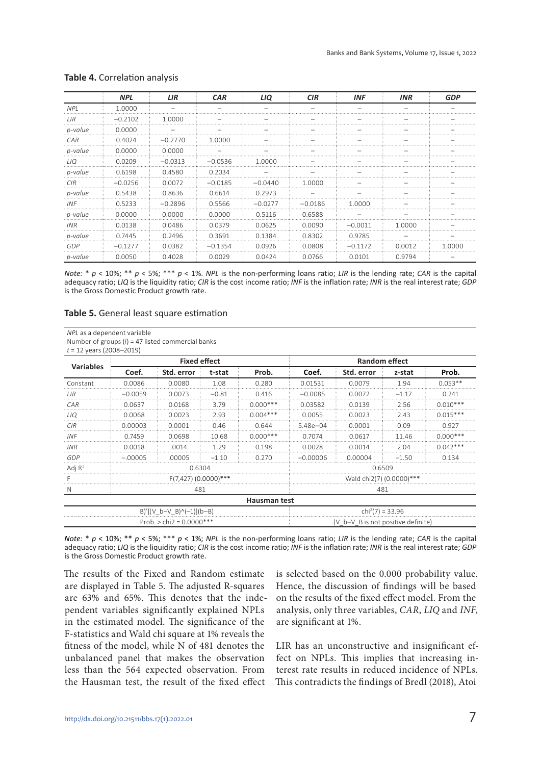**Table 4.** Correlation analysis

| | *NPL* | *LIR* | *CAR* | *LIQ* | *CIR* | *INF* | *INR* | *GDP* |
|---|---|---|---|---|---|---|---|---|
| *NPL* | 1.0000 | – | – | – | – | – | – | – |
| *LIR* | −0.2102 | 1.0000 | – | – | – | – | – | – |
| *p-value* | 0.0000 | – | – | – | – | – | – | – |
| *CAR* | 0.4024 | −0.2770 | 1.0000 | – | – | – | – | – |
| *p-value* | 0.0000 | 0.0000 | – | – | – | – | – | – |
| *LIQ* | 0.0209 | −0.0313 | −0.0536 | 1.0000 | – | – | – | – |
| *p-value* | 0.6198 | 0.4580 | 0.2034 | – | – | – | – | – |
| *CIR* | −0.0256 | 0.0072 | −0.0185 | −0.0440 | 1.0000 | – | – | – |
| *p-value* | 0.5438 | 0.8636 | 0.6614 | 0.2973 | – | – | – | – |
| *INF* | 0.5233 | −0.2896 | 0.5566 | −0.0277 | −0.0186 | 1.0000 | – | – |
| *p-value* | 0.0000 | 0.0000 | 0.0000 | 0.5116 | 0.6588 | – | – | – |
| *INR* | 0.0138 | 0.0486 | 0.0379 | 0.0625 | 0.0090 | −0.0011 | 1.0000 | – |
| *p-value* | 0.7445 | 0.2496 | 0.3691 | 0.1384 | 0.8302 | 0.9785 | – | – |
| *GDP* | −0.1277 | 0.0382 | −0.1354 | 0.0926 | 0.0808 | −0.1172 | 0.0012 | 1.0000 |
| *p-value* | 0.0050 | 0.4028 | 0.0029 | 0.0424 | 0.0766 | 0.0101 | 0.9794 | – |

*Note:* * $p < 10\%$; ** $p < 5\%$; *** $p < 1\%$. *NPL* is the non-performing loans ratio; *LIR* is the lending rate; *CAR* is the capital adequacy ratio; *LIQ* is the liquidity ratio; *CIR* is the cost income ratio; *INF* is the inflation rate; *INR* is the real interest rate; *GDP* is the Gross Domestic Product growth rate.

**Table 5.** General least square estimation

*NPL* as a dependent variable
Number of groups ($i$) = 47 listed commercial banks
$t$ = 12 years (2008–2019)

| Variables | Fixed effect | | | | Random effect | | | |
|---|---|---|---|---|---|---|---|---|
| | Coef. | Std. error | t-stat | Prob. | Coef. | Std. error | z-stat | Prob. |
| Constant | 0.0086 | 0.0080 | 1.08 | 0.280 | 0.01531 | 0.0079 | 1.94 | 0.053** |
| *LIR* | −0.0059 | 0.0073 | −0.81 | 0.416 | −0.0085 | 0.0072 | −1.17 | 0.241 |
| *CAR* | 0.0637 | 0.0168 | 3.79 | 0.000*** | 0.03582 | 0.0139 | 2.56 | 0.010*** |
| *LIQ* | 0.0068 | 0.0023 | 2.93 | 0.004*** | 0.0055 | 0.0023 | 2.43 | 0.015*** |
| *CIR* | 0.00003 | 0.0001 | 0.46 | 0.644 | 5.48e−04 | 0.0001 | 0.09 | 0.927 |
| *INF* | 0.7459 | 0.0698 | 10.68 | 0.000*** | 0.7074 | 0.0617 | 11.46 | 0.000*** |
| *INR* | 0.0018 | .0014 | 1.29 | 0.198 | 0.0028 | 0.0014 | 2.04 | 0.042*** |
| *GDP* | −.00005 | .00005 | −1.10 | 0.270 | −0.00006 | 0.00004 | −1.50 | 0.134 |
| Adj $R^2$ | 0.6304 | | | | 0.6509 | | | |
| F | F(7,427) (0.0000)*** | | | | Wald chi2(7) (0.0000)*** | | | |
| N | 481 | | | | 481 | | | |
| **Hausman test** | | | | | | | | |
| B)'[(V_b−V_B)^(−1)](b−B) | | | | | $chi^2(7) = 33.96$ | | | |
| Prob. > chi2 = 0.0000*** | | | | | (V_b−V_B is not positive definite) | | | |

*Note:* * $p < 10\%$; ** $p < 5\%$; *** $p < 1\%$; *NPL* is the non-performing loans ratio; *LIR* is the lending rate; *CAR* is the capital adequacy ratio; *LIQ* is the liquidity ratio; *CIR* is the cost income ratio; *INF* is the inflation rate; *INR* is the real interest rate; *GDP* is the Gross Domestic Product growth rate.

The results of the Fixed and Random estimate are displayed in Table 5. The adjusted R-squares are 63% and 65%. This denotes that the independent variables significantly explained NPLs in the estimated model. The significance of the F-statistics and Wald chi square at 1% reveals the fitness of the model, while N of 481 denotes the unbalanced panel that makes the observation less than the 564 expected observation. From the Hausman test, the result of the fixed effect is selected based on the 0.000 probability value. Hence, the discussion of findings will be based on the results of the fixed effect model. From the analysis, only three variables, *CAR*, *LIQ* and *INF*, are significant at 1%.

LIR has an unconstructive and insignificant effect on NPLs. This implies that increasing interest rate results in reduced incidence of NPLs. This contradicts the findings of Bredl (2018), Atoi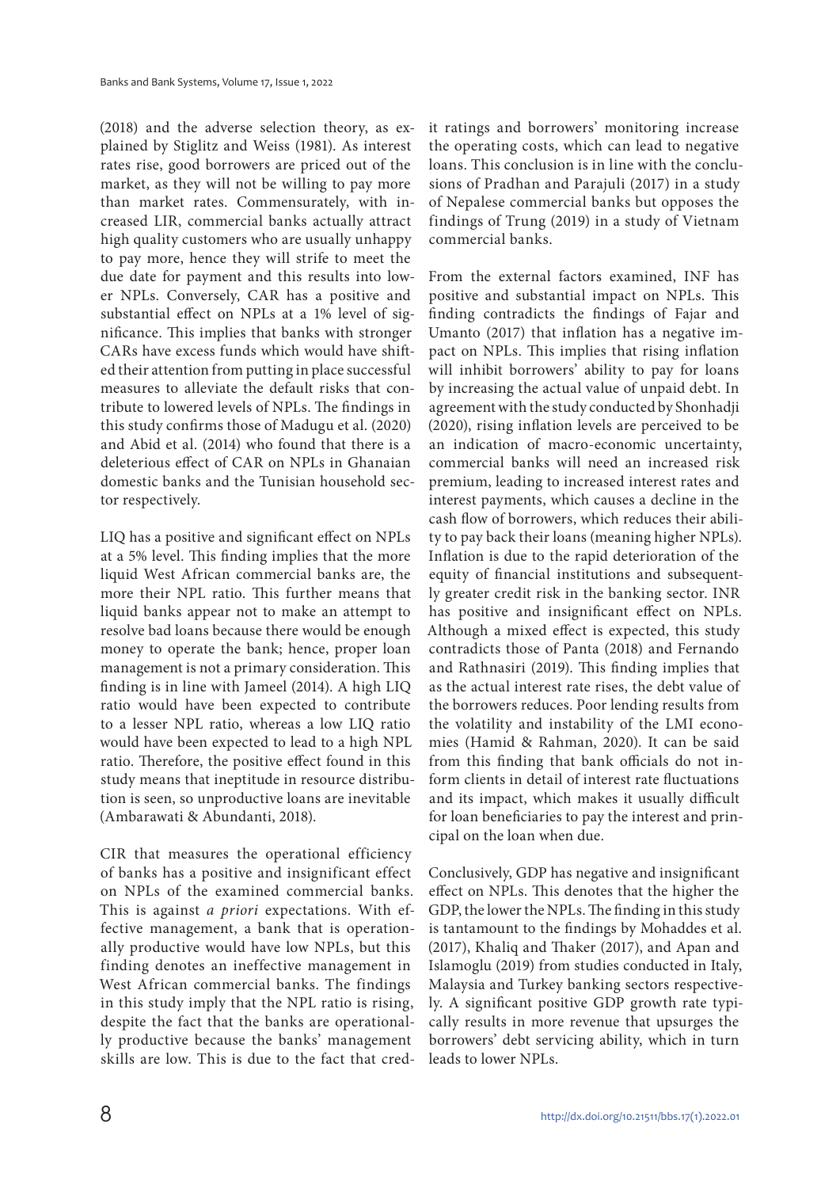(2018) and the adverse selection theory, as explained by Stiglitz and Weiss (1981). As interest rates rise, good borrowers are priced out of the market, as they will not be willing to pay more than market rates. Commensurately, with increased LIR, commercial banks actually attract high quality customers who are usually unhappy to pay more, hence they will strife to meet the due date for payment and this results into lower NPLs. Conversely, CAR has a positive and substantial effect on NPLs at a 1% level of significance. This implies that banks with stronger CARs have excess funds which would have shifted their attention from putting in place successful measures to alleviate the default risks that contribute to lowered levels of NPLs. The findings in this study confirms those of Madugu et al. (2020) and Abid et al. (2014) who found that there is a deleterious effect of CAR on NPLs in Ghanaian domestic banks and the Tunisian household sector respectively.

LIQ has a positive and significant effect on NPLs at a 5% level. This finding implies that the more liquid West African commercial banks are, the more their NPL ratio. This further means that liquid banks appear not to make an attempt to resolve bad loans because there would be enough money to operate the bank; hence, proper loan management is not a primary consideration. This finding is in line with Jameel (2014). A high LIQ ratio would have been expected to contribute to a lesser NPL ratio, whereas a low LIQ ratio would have been expected to lead to a high NPL ratio. Therefore, the positive effect found in this study means that ineptitude in resource distribution is seen, so unproductive loans are inevitable (Ambarawati & Abundanti, 2018).

CIR that measures the operational efficiency of banks has a positive and insignificant effect on NPLs of the examined commercial banks. This is against *a priori* expectations. With effective management, a bank that is operationally productive would have low NPLs, but this finding denotes an ineffective management in West African commercial banks. The findings in this study imply that the NPL ratio is rising, despite the fact that the banks are operationally productive because the banks' management skills are low. This is due to the fact that credit ratings and borrowers' monitoring increase the operating costs, which can lead to negative loans. This conclusion is in line with the conclusions of Pradhan and Parajuli (2017) in a study of Nepalese commercial banks but opposes the findings of Trung (2019) in a study of Vietnam commercial banks.

From the external factors examined, INF has positive and substantial impact on NPLs. This finding contradicts the findings of Fajar and Umanto (2017) that inflation has a negative impact on NPLs. This implies that rising inflation will inhibit borrowers' ability to pay for loans by increasing the actual value of unpaid debt. In agreement with the study conducted by Shonhadji (2020), rising inflation levels are perceived to be an indication of macro-economic uncertainty, commercial banks will need an increased risk premium, leading to increased interest rates and interest payments, which causes a decline in the cash flow of borrowers, which reduces their ability to pay back their loans (meaning higher NPLs). Inflation is due to the rapid deterioration of the equity of financial institutions and subsequently greater credit risk in the banking sector. INR has positive and insignificant effect on NPLs. Although a mixed effect is expected, this study contradicts those of Panta (2018) and Fernando and Rathnasiri (2019). This finding implies that as the actual interest rate rises, the debt value of the borrowers reduces. Poor lending results from the volatility and instability of the LMI economies (Hamid & Rahman, 2020). It can be said from this finding that bank officials do not inform clients in detail of interest rate fluctuations and its impact, which makes it usually difficult for loan beneficiaries to pay the interest and principal on the loan when due.

Conclusively, GDP has negative and insignificant effect on NPLs. This denotes that the higher the GDP, the lower the NPLs. The finding in this study is tantamount to the findings by Mohaddes et al. (2017), Khaliq and Thaker (2017), and Apan and Islamoglu (2019) from studies conducted in Italy, Malaysia and Turkey banking sectors respectively. A significant positive GDP growth rate typically results in more revenue that upsurges the borrowers' debt servicing ability, which in turn leads to lower NPLs.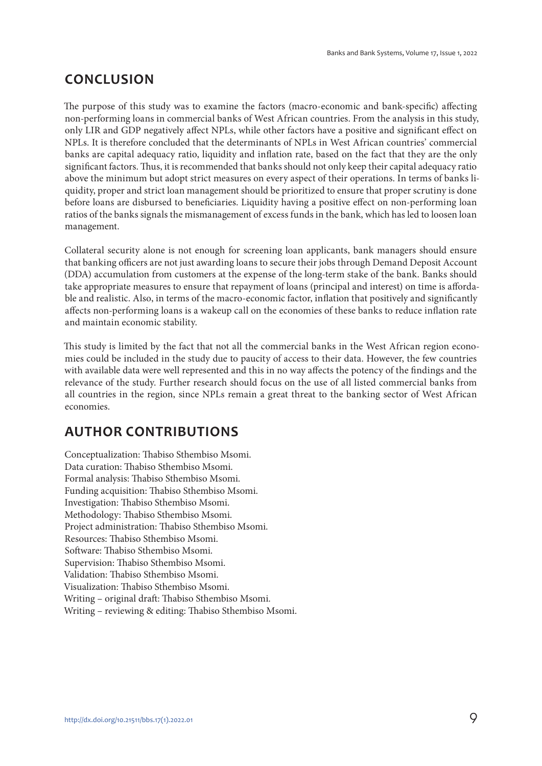## CONCLUSION

The purpose of this study was to examine the factors (macro-economic and bank-specific) affecting non-performing loans in commercial banks of West African countries. From the analysis in this study, only LIR and GDP negatively affect NPLs, while other factors have a positive and significant effect on NPLs. It is therefore concluded that the determinants of NPLs in West African countries' commercial banks are capital adequacy ratio, liquidity and inflation rate, based on the fact that they are the only significant factors. Thus, it is recommended that banks should not only keep their capital adequacy ratio above the minimum but adopt strict measures on every aspect of their operations. In terms of banks liquidity, proper and strict loan management should be prioritized to ensure that proper scrutiny is done before loans are disbursed to beneficiaries. Liquidity having a positive effect on non-performing loan ratios of the banks signals the mismanagement of excess funds in the bank, which has led to loosen loan management.

Collateral security alone is not enough for screening loan applicants, bank managers should ensure that banking officers are not just awarding loans to secure their jobs through Demand Deposit Account (DDA) accumulation from customers at the expense of the long-term stake of the bank. Banks should take appropriate measures to ensure that repayment of loans (principal and interest) on time is affordable and realistic. Also, in terms of the macro-economic factor, inflation that positively and significantly affects non-performing loans is a wakeup call on the economies of these banks to reduce inflation rate and maintain economic stability.

This study is limited by the fact that not all the commercial banks in the West African region economies could be included in the study due to paucity of access to their data. However, the few countries with available data were well represented and this in no way affects the potency of the findings and the relevance of the study. Further research should focus on the use of all listed commercial banks from all countries in the region, since NPLs remain a great threat to the banking sector of West African economies.

## AUTHOR CONTRIBUTIONS

Conceptualization: Thabiso Sthembiso Msomi.
Data curation: Thabiso Sthembiso Msomi.
Formal analysis: Thabiso Sthembiso Msomi.
Funding acquisition: Thabiso Sthembiso Msomi.
Investigation: Thabiso Sthembiso Msomi.
Methodology: Thabiso Sthembiso Msomi.
Project administration: Thabiso Sthembiso Msomi.
Resources: Thabiso Sthembiso Msomi.
Software: Thabiso Sthembiso Msomi.
Supervision: Thabiso Sthembiso Msomi.
Validation: Thabiso Sthembiso Msomi.
Visualization: Thabiso Sthembiso Msomi.
Writing – original draft: Thabiso Sthembiso Msomi.
Writing – reviewing & editing: Thabiso Sthembiso Msomi.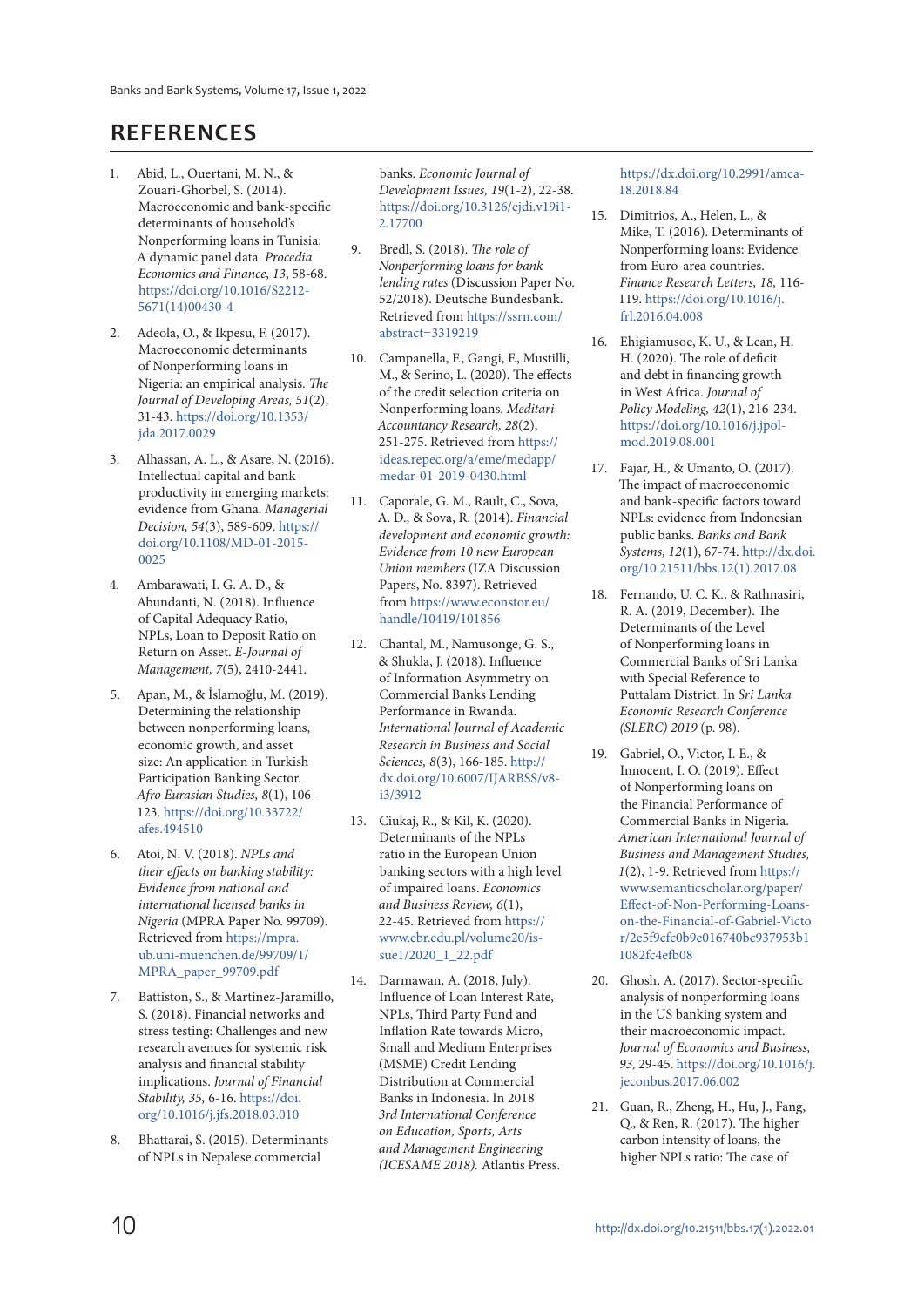# REFERENCES

1. Abid, L., Ouertani, M. N., & Zouari-Ghorbel, S. (2014). Macroeconomic and bank-specific determinants of household's Nonperforming loans in Tunisia: A dynamic panel data. *Procedia Economics and Finance*, *13*, 58-68. https://doi.org/10.1016/S2212-5671(14)00430-4

2. Adeola, O., & Ikpesu, F. (2017). Macroeconomic determinants of Nonperforming loans in Nigeria: an empirical analysis. *The Journal of Developing Areas, 51*(2), 31-43. https://doi.org/10.1353/jda.2017.0029

3. Alhassan, A. L., & Asare, N. (2016). Intellectual capital and bank productivity in emerging markets: evidence from Ghana. *Managerial Decision, 54*(3), 589-609. https://doi.org/10.1108/MD-01-2015-0025

4. Ambarawati, I. G. A. D., & Abundanti, N. (2018). Influence of Capital Adequacy Ratio, NPLs, Loan to Deposit Ratio on Return on Asset. *E-Journal of Management, 7*(5), 2410-2441.

5. Apan, M., & İslamoğlu, M. (2019). Determining the relationship between nonperforming loans, economic growth, and asset size: An application in Turkish Participation Banking Sector. *Afro Eurasian Studies, 8*(1), 106-123. https://doi.org/10.33722/afes.494510

6. Atoi, N. V. (2018). *NPLs and their effects on banking stability: Evidence from national and international licensed banks in Nigeria* (MPRA Paper No. 99709). Retrieved from https://mpra.ub.uni-muenchen.de/99709/1/MPRA_paper_99709.pdf

7. Battiston, S., & Martinez-Jaramillo, S. (2018). Financial networks and stress testing: Challenges and new research avenues for systemic risk analysis and financial stability implications. *Journal of Financial Stability, 35,* 6-16. https://doi.org/10.1016/j.jfs.2018.03.010

8. Bhattarai, S. (2015). Determinants of NPLs in Nepalese commercial banks. *Economic Journal of Development Issues, 19*(1-2), 22-38. https://doi.org/10.3126/ejdi.v19i1-2.17700

9. Bredl, S. (2018). *The role of Nonperforming loans for bank lending rates* (Discussion Paper No. 52/2018). Deutsche Bundesbank. Retrieved from https://ssrn.com/abstract=3319219

10. Campanella, F., Gangi, F., Mustilli, M., & Serino, L. (2020). The effects of the credit selection criteria on Nonperforming loans. *Meditari Accountancy Research, 28*(2), 251-275. Retrieved from https://ideas.repec.org/a/eme/medapp/medar-01-2019-0430.html

11. Caporale, G. M., Rault, C., Sova, A. D., & Sova, R. (2014). *Financial development and economic growth: Evidence from 10 new European Union members* (IZA Discussion Papers, No. 8397). Retrieved from https://www.econstor.eu/handle/10419/101856

12. Chantal, M., Namusonge, G. S., & Shukla, J. (2018). Influence of Information Asymmetry on Commercial Banks Lending Performance in Rwanda. *International Journal of Academic Research in Business and Social Sciences, 8*(3), 166-185. http://dx.doi.org/10.6007/IJARBSS/v8-i3/3912

13. Ciukaj, R., & Kil, K. (2020). Determinants of the NPLs ratio in the European Union banking sectors with a high level of impaired loans. *Economics and Business Review, 6*(1), 22-45. Retrieved from https://www.ebr.edu.pl/volume20/issue1/2020_1_22.pdf

14. Darmawan, A. (2018, July). Influence of Loan Interest Rate, NPLs, Third Party Fund and Inflation Rate towards Micro, Small and Medium Enterprises (MSME) Credit Lending Distribution at Commercial Banks in Indonesia. In 2018 *3rd International Conference on Education, Sports, Arts and Management Engineering (ICESAME 2018).* Atlantis Press. https://dx.doi.org/10.2991/amca-18.2018.84

15. Dimitrios, A., Helen, L., & Mike, T. (2016). Determinants of Nonperforming loans: Evidence from Euro-area countries. *Finance Research Letters, 18,* 116-119. https://doi.org/10.1016/j.frl.2016.04.008

16. Ehigiamusoe, K. U., & Lean, H. H. (2020). The role of deficit and debt in financing growth in West Africa. *Journal of Policy Modeling, 42*(1), 216-234. https://doi.org/10.1016/j.jpolmod.2019.08.001

17. Fajar, H., & Umanto, O. (2017). The impact of macroeconomic and bank-specific factors toward NPLs: evidence from Indonesian public banks. *Banks and Bank Systems, 12*(1), 67-74. http://dx.doi.org/10.21511/bbs.12(1).2017.08

18. Fernando, U. C. K., & Rathnasiri, R. A. (2019, December). The Determinants of the Level of Nonperforming loans in Commercial Banks of Sri Lanka with Special Reference to Puttalam District. In *Sri Lanka Economic Research Conference (SLERC) 2019* (p. 98).

19. Gabriel, O., Victor, I. E., & Innocent, I. O. (2019). Effect of Nonperforming loans on the Financial Performance of Commercial Banks in Nigeria. *American International Journal of Business and Management Studies, 1*(2), 1-9. Retrieved from https://www.semanticscholar.org/paper/Effect-of-Non-Performing-Loans-on-the-Financial-of-Gabriel-Victor/2e5f9cfc0b9e016740bc937953b11082fc4efb08

20. Ghosh, A. (2017). Sector-specific analysis of nonperforming loans in the US banking system and their macroeconomic impact. *Journal of Economics and Business, 93,* 29-45. https://doi.org/10.1016/j.jeconbus.2017.06.002

21. Guan, R., Zheng, H., Hu, J., Fang, Q., & Ren, R. (2017). The higher carbon intensity of loans, the higher NPLs ratio: The case of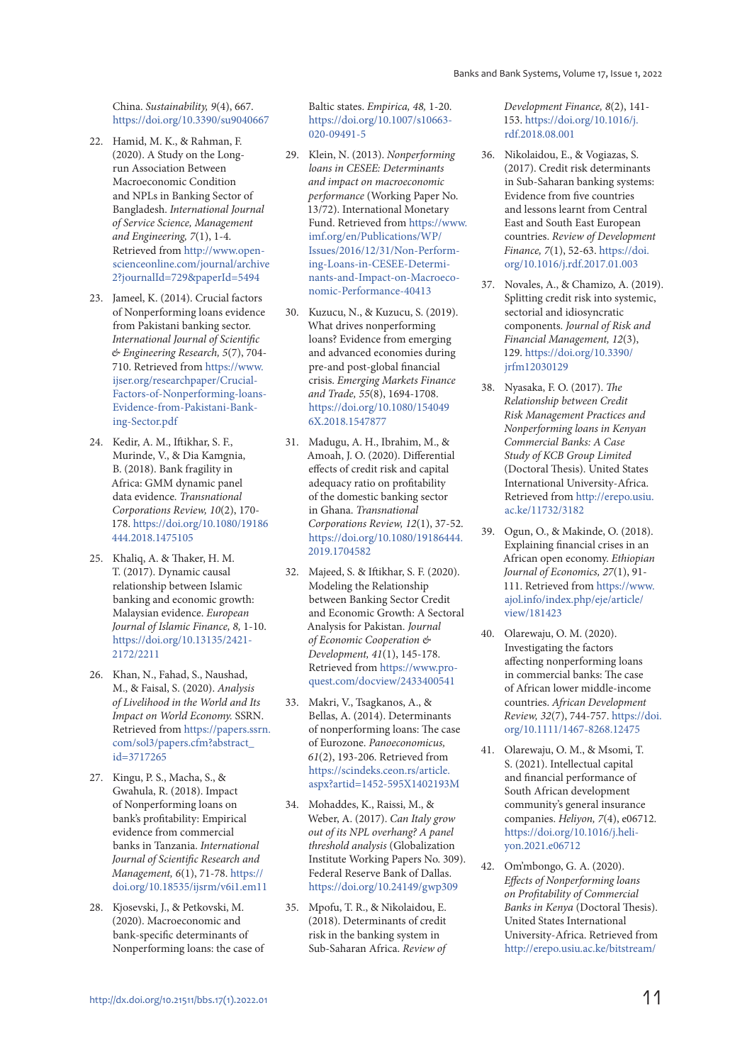China. *Sustainability, 9*(4), 667. https://doi.org/10.3390/su9040667

22. Hamid, M. K., & Rahman, F. (2020). A Study on the Long-run Association Between Macroeconomic Condition and NPLs in Banking Sector of Bangladesh. *International Journal of Service Science, Management and Engineering, 7*(1), 1-4. Retrieved from http://www.openscienceonline.com/journal/archive2?journalId=729&paperId=5494
23. Jameel, K. (2014). Crucial factors of Nonperforming loans evidence from Pakistani banking sector. *International Journal of Scientific & Engineering Research, 5*(7), 704-710. Retrieved from https://www.ijser.org/researchpaper/Crucial-Factors-of-Nonperforming-loans-Evidence-from-Pakistani-Banking-Sector.pdf
24. Kedir, A. M., Iftikhar, S. F., Murinde, V., & Dia Kamgnia, B. (2018). Bank fragility in Africa: GMM dynamic panel data evidence. *Transnational Corporations Review, 10*(2), 170-178. https://doi.org/10.1080/19186444.2018.1475105
25. Khaliq, A. & Thaker, H. M. T. (2017). Dynamic causal relationship between Islamic banking and economic growth: Malaysian evidence. *European Journal of Islamic Finance, 8,* 1-10. https://doi.org/10.13135/2421-2172/2211
26. Khan, N., Fahad, S., Naushad, M., & Faisal, S. (2020). *Analysis of Livelihood in the World and Its Impact on World Economy.* SSRN. Retrieved from https://papers.ssrn.com/sol3/papers.cfm?abstract_id=3717265
27. Kingu, P. S., Macha, S., & Gwahula, R. (2018). Impact of Nonperforming loans on bank's profitability: Empirical evidence from commercial banks in Tanzania. *International Journal of Scientific Research and Management, 6*(1), 71-78. https://doi.org/10.18535/ijsrm/v6i1.em11
28. Kjosevski, J., & Petkovski, M. (2020). Macroeconomic and bank-specific determinants of Nonperforming loans: the case of Baltic states. *Empirica, 48,* 1-20. https://doi.org/10.1007/s10663-020-09491-5
29. Klein, N. (2013). *Nonperforming loans in CESEE: Determinants and impact on macroeconomic performance* (Working Paper No. 13/72). International Monetary Fund. Retrieved from https://www.imf.org/en/Publications/WP/Issues/2016/12/31/Non-Performing-Loans-in-CESEE-Determinants-and-Impact-on-Macroeconomic-Performance-40413
30. Kuzucu, N., & Kuzucu, S. (2019). What drives nonperforming loans? Evidence from emerging and advanced economies during pre-and post-global financial crisis. *Emerging Markets Finance and Trade, 55*(8), 1694-1708. https://doi.org/10.1080/1540496X.2018.1547877
31. Madugu, A. H., Ibrahim, M., & Amoah, J. O. (2020). Differential effects of credit risk and capital adequacy ratio on profitability of the domestic banking sector in Ghana. *Transnational Corporations Review, 12*(1), 37-52. https://doi.org/10.1080/19186444.2019.1704582
32. Majeed, S. & Iftikhar, S. F. (2020). Modeling the Relationship between Banking Sector Credit and Economic Growth: A Sectoral Analysis for Pakistan. *Journal of Economic Cooperation & Development, 41*(1), 145-178. Retrieved from https://www.proquest.com/docview/2433400541
33. Makri, V., Tsagkanos, A., & Bellas, A. (2014). Determinants of nonperforming loans: The case of Eurozone. *Panoeconomicus, 61*(2), 193-206. Retrieved from https://scindeks.ceon.rs/article.aspx?artid=1452-595X1402193M
34. Mohaddes, K., Raissi, M., & Weber, A. (2017). *Can Italy grow out of its NPL overhang? A panel threshold analysis* (Globalization Institute Working Papers No. 309). Federal Reserve Bank of Dallas. https://doi.org/10.24149/gwp309
35. Mpofu, T. R., & Nikolaidou, E. (2018). Determinants of credit risk in the banking system in Sub-Saharan Africa. *Review of Development Finance, 8*(2), 141-153. https://doi.org/10.1016/j.rdf.2018.08.001
36. Nikolaidou, E., & Vogiazas, S. (2017). Credit risk determinants in Sub-Saharan banking systems: Evidence from five countries and lessons learnt from Central East and South East European countries. *Review of Development Finance, 7*(1), 52-63. https://doi.org/10.1016/j.rdf.2017.01.003
37. Novales, A., & Chamizo, A. (2019). Splitting credit risk into systemic, sectorial and idiosyncratic components. *Journal of Risk and Financial Management, 12*(3), 129. https://doi.org/10.3390/jrfm12030129
38. Nyasaka, F. O. (2017). *The Relationship between Credit Risk Management Practices and Nonperforming loans in Kenyan Commercial Banks: A Case Study of KCB Group Limited* (Doctoral Thesis). United States International University-Africa. Retrieved from http://erepo.usiu.ac.ke/11732/3182
39. Ogun, O., & Makinde, O. (2018). Explaining financial crises in an African open economy. *Ethiopian Journal of Economics, 27*(1), 91-111. Retrieved from https://www.ajol.info/index.php/eje/article/view/181423
40. Olarewaju, O. M. (2020). Investigating the factors affecting nonperforming loans in commercial banks: The case of African lower middle-income countries. *African Development Review, 32*(7), 744-757. https://doi.org/10.1111/1467-8268.12475
41. Olarewaju, O. M., & Msomi, T. S. (2021). Intellectual capital and financial performance of South African development community's general insurance companies. *Heliyon, 7*(4), e06712. https://doi.org/10.1016/j.heliyon.2021.e06712
42. Om'mbongo, G. A. (2020). *Effects of Nonperforming loans on Profitability of Commercial Banks in Kenya* (Doctoral Thesis). United States International University-Africa. Retrieved from http://erepo.usiu.ac.ke/bitstream/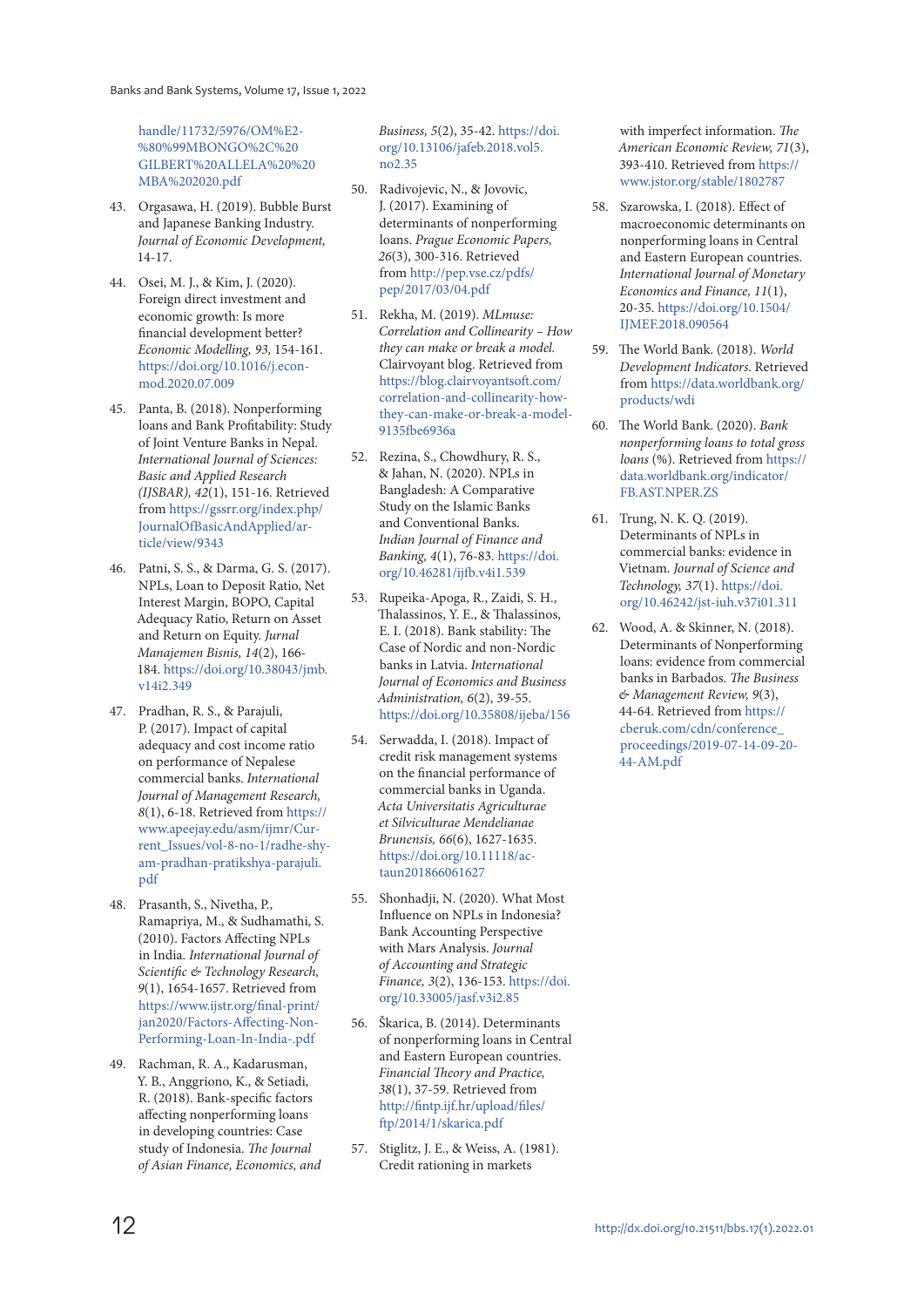handle/11732/5976/OM%E2-%80%99MBONGO%2C%20GILBERT%20ALLELA%20%20MBA%202020.pdf

43. Orgasawa, H. (2019). Bubble Burst and Japanese Banking Industry. *Journal of Economic Development,* 14-17.

44. Osei, M. J., & Kim, J. (2020). Foreign direct investment and economic growth: Is more financial development better? *Economic Modelling, 93,* 154-161. https://doi.org/10.1016/j.econmod.2020.07.009

45. Panta, B. (2018). Nonperforming loans and Bank Profitability: Study of Joint Venture Banks in Nepal. *International Journal of Sciences: Basic and Applied Research (IJSBAR), 42*(1), 151-16. Retrieved from https://gssrr.org/index.php/JournalOfBasicAndApplied/article/view/9343

46. Patni, S. S., & Darma, G. S. (2017). NPLs, Loan to Deposit Ratio, Net Interest Margin, BOPO, Capital Adequacy Ratio, Return on Asset and Return on Equity. *Jurnal Manajemen Bisnis, 14*(2), 166-184. https://doi.org/10.38043/jmb.v14i2.349

47. Pradhan, R. S., & Parajuli, P. (2017). Impact of capital adequacy and cost income ratio on performance of Nepalese commercial banks. *International Journal of Management Research, 8*(1), 6-18. Retrieved from https://www.apeejay.edu/asm/ijmr/Current_Issues/vol-8-no-1/radhe-shyam-pradhan-pratikshya-parajuli.pdf

48. Prasanth, S., Nivetha, P., Ramapriya, M., & Sudhamathi, S. (2010). Factors Affecting NPLs in India. *International Journal of Scientific & Technology Research, 9*(1), 1654-1657. Retrieved from https://www.ijstr.org/final-print/jan2020/Factors-Affecting-Non-Performing-Loan-In-India-.pdf

49. Rachman, R. A., Kadarusman, Y. B., Anggriono, K., & Setiadi, R. (2018). Bank-specific factors affecting nonperforming loans in developing countries: Case study of Indonesia. *The Journal of Asian Finance, Economics, and Business, 5*(2), 35-42. https://doi.org/10.13106/jafeb.2018.vol5.no2.35

50. Radivojevic, N., & Jovovic, J. (2017). Examining of determinants of nonperforming loans. *Prague Economic Papers, 26*(3), 300-316. Retrieved from http://pep.vse.cz/pdfs/pep/2017/03/04.pdf

51. Rekha, M. (2019). *MLmuse: Correlation and Collinearity – How they can make or break a model.* Clairvoyant blog. Retrieved from https://blog.clairvoyantsoft.com/correlation-and-collinearity-how-they-can-make-or-break-a-model-9135fbe6936a

52. Rezina, S., Chowdhury, R. S., & Jahan, N. (2020). NPLs in Bangladesh: A Comparative Study on the Islamic Banks and Conventional Banks. *Indian Journal of Finance and Banking, 4*(1), 76-83. https://doi.org/10.46281/ijfb.v4i1.539

53. Rupeika-Apoga, R., Zaidi, S. H., Thalassinos, Y. E., & Thalassinos, E. I. (2018). Bank stability: The Case of Nordic and non-Nordic banks in Latvia. *International Journal of Economics and Business Administration, 6*(2), 39-55. https://doi.org/10.35808/ijeba/156

54. Serwadda, I. (2018). Impact of credit risk management systems on the financial performance of commercial banks in Uganda. *Acta Universitatis Agriculturae et Silviculturae Mendelianae Brunensis, 66*(6), 1627-1635. https://doi.org/10.11118/actaun201866061627

55. Shonhadji, N. (2020). What Most Influence on NPLs in Indonesia? Bank Accounting Perspective with Mars Analysis. *Journal of Accounting and Strategic Finance, 3*(2), 136-153. https://doi.org/10.33005/jasf.v3i2.85

56. Škarica, B. (2014). Determinants of nonperforming loans in Central and Eastern European countries. *Financial Theory and Practice, 38*(1), 37-59. Retrieved from http://fintp.ijf.hr/upload/files/ftp/2014/1/skarica.pdf

57. Stiglitz, J. E., & Weiss, A. (1981). Credit rationing in markets with imperfect information. *The American Economic Review, 71*(3), 393-410. Retrieved from https://www.jstor.org/stable/1802787

58. Szarowska, I. (2018). Effect of macroeconomic determinants on nonperforming loans in Central and Eastern European countries. *International Journal of Monetary Economics and Finance, 11*(1), 20-35. https://doi.org/10.1504/IJMEF.2018.090564

59. The World Bank. (2018). *World Development Indicators.* Retrieved from https://data.worldbank.org/products/wdi

60. The World Bank. (2020). *Bank nonperforming loans to total gross loans* (%). Retrieved from https://data.worldbank.org/indicator/FB.AST.NPER.ZS

61. Trung, N. K. Q. (2019). Determinants of NPLs in commercial banks: evidence in Vietnam. *Journal of Science and Technology, 37*(1). https://doi.org/10.46242/jst-iuh.v37i01.311

62. Wood, A. & Skinner, N. (2018). Determinants of Nonperforming loans: evidence from commercial banks in Barbados. *The Business & Management Review, 9*(3), 44-64. Retrieved from https://cberuk.com/cdn/conference_proceedings/2019-07-14-09-20-44-AM.pdf